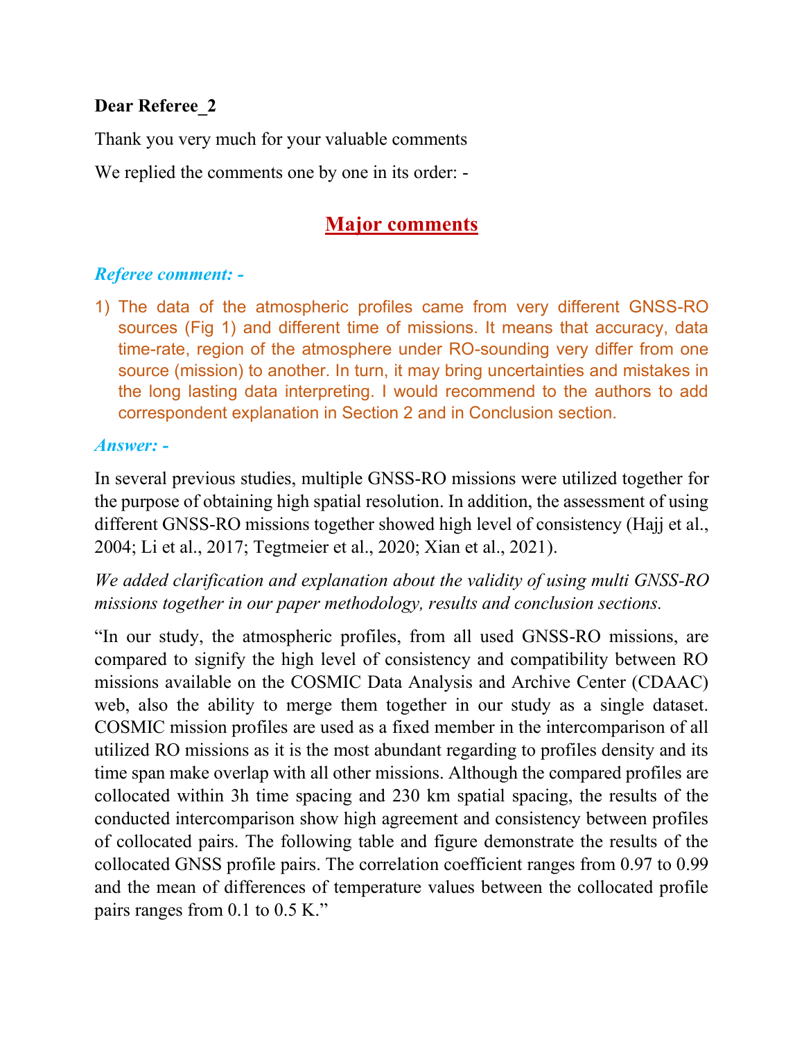**Dear Referee_2**

Thank you very much for your valuable comments

We replied the comments one by one in its order: -

## Major comments

***Referee comment: -***

1) The data of the atmospheric profiles came from very different GNSS-RO sources (Fig 1) and different time of missions. It means that accuracy, data time-rate, region of the atmosphere under RO-sounding very differ from one source (mission) to another. In turn, it may bring uncertainties and mistakes in the long lasting data interpreting. I would recommend to the authors to add correspondent explanation in Section 2 and in Conclusion section.

***Answer: -***

In several previous studies, multiple GNSS-RO missions were utilized together for the purpose of obtaining high spatial resolution. In addition, the assessment of using different GNSS-RO missions together showed high level of consistency (Hajj et al., 2004; Li et al., 2017; Tegtmeier et al., 2020; Xian et al., 2021).

*We added clarification and explanation about the validity of using multi GNSS-RO missions together in our paper methodology, results and conclusion sections.*

"In our study, the atmospheric profiles, from all used GNSS-RO missions, are compared to signify the high level of consistency and compatibility between RO missions available on the COSMIC Data Analysis and Archive Center (CDAAC) web, also the ability to merge them together in our study as a single dataset. COSMIC mission profiles are used as a fixed member in the intercomparison of all utilized RO missions as it is the most abundant regarding to profiles density and its time span make overlap with all other missions. Although the compared profiles are collocated within 3h time spacing and 230 km spatial spacing, the results of the conducted intercomparison show high agreement and consistency between profiles of collocated pairs. The following table and figure demonstrate the results of the collocated GNSS profile pairs. The correlation coefficient ranges from 0.97 to 0.99 and the mean of differences of temperature values between the collocated profile pairs ranges from 0.1 to 0.5 K."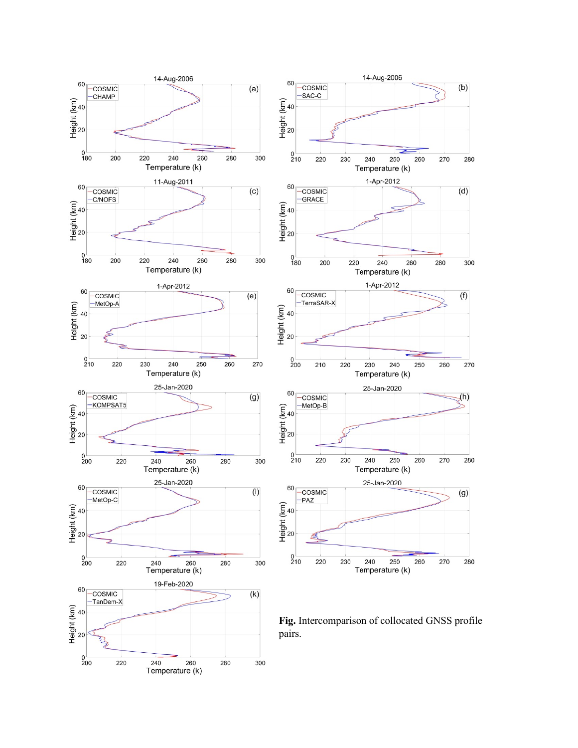**Fig.** Intercomparison of collocated GNSS profile pairs.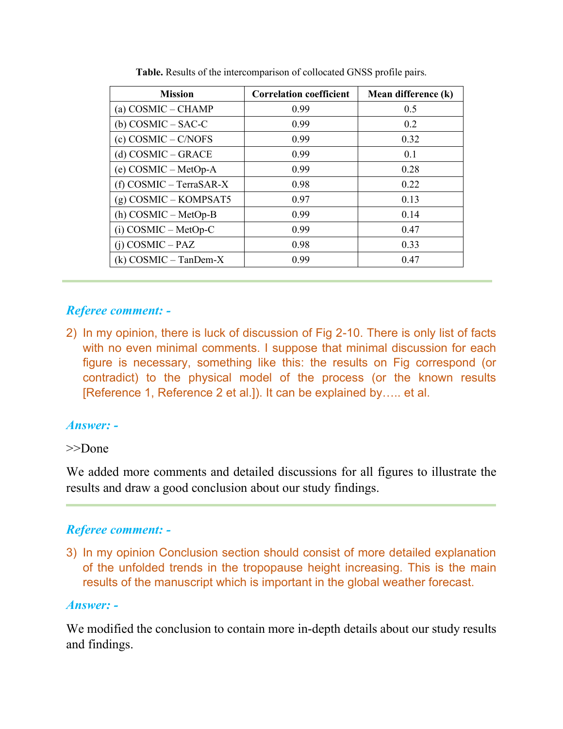**Table.** Results of the intercomparison of collocated GNSS profile pairs.

| Mission | Correlation coefficient | Mean difference (k) |
|---|---|---|
| (a) COSMIC – CHAMP | 0.99 | 0.5 |
| (b) COSMIC – SAC-C | 0.99 | 0.2 |
| (c) COSMIC – C/NOFS | 0.99 | 0.32 |
| (d) COSMIC – GRACE | 0.99 | 0.1 |
| (e) COSMIC – MetOp-A | 0.99 | 0.28 |
| (f) COSMIC – TerraSAR-X | 0.98 | 0.22 |
| (g) COSMIC – KOMPSAT5 | 0.97 | 0.13 |
| (h) COSMIC – MetOp-B | 0.99 | 0.14 |
| (i) COSMIC – MetOp-C | 0.99 | 0.47 |
| (j) COSMIC – PAZ | 0.98 | 0.33 |
| (k) COSMIC – TanDem-X | 0.99 | 0.47 |

---

***Referee comment: -***

2) In my opinion, there is luck of discussion of Fig 2-10. There is only list of facts with no even minimal comments. I suppose that minimal discussion for each figure is necessary, something like this: the results on Fig correspond (or contradict) to the physical model of the process (or the known results [Reference 1, Reference 2 et al.]). It can be explained by….. et al.

***Answer: -***

>>Done

We added more comments and detailed discussions for all figures to illustrate the results and draw a good conclusion about our study findings.

---

***Referee comment: -***

3) In my opinion Conclusion section should consist of more detailed explanation of the unfolded trends in the tropopause height increasing. This is the main results of the manuscript which is important in the global weather forecast.

***Answer: -***

We modified the conclusion to contain more in-depth details about our study results and findings.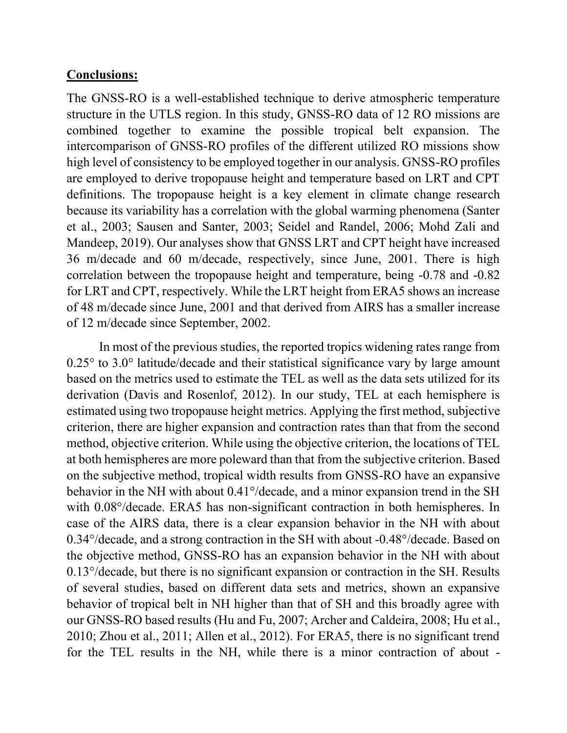**Conclusions:**

The GNSS-RO is a well-established technique to derive atmospheric temperature structure in the UTLS region. In this study, GNSS-RO data of 12 RO missions are combined together to examine the possible tropical belt expansion. The intercomparison of GNSS-RO profiles of the different utilized RO missions show high level of consistency to be employed together in our analysis. GNSS-RO profiles are employed to derive tropopause height and temperature based on LRT and CPT definitions. The tropopause height is a key element in climate change research because its variability has a correlation with the global warming phenomena (Santer et al., 2003; Sausen and Santer, 2003; Seidel and Randel, 2006; Mohd Zali and Mandeep, 2019). Our analyses show that GNSS LRT and CPT height have increased 36 m/decade and 60 m/decade, respectively, since June, 2001. There is high correlation between the tropopause height and temperature, being -0.78 and -0.82 for LRT and CPT, respectively. While the LRT height from ERA5 shows an increase of 48 m/decade since June, 2001 and that derived from AIRS has a smaller increase of 12 m/decade since September, 2002.

In most of the previous studies, the reported tropics widening rates range from 0.25° to 3.0° latitude/decade and their statistical significance vary by large amount based on the metrics used to estimate the TEL as well as the data sets utilized for its derivation (Davis and Rosenlof, 2012). In our study, TEL at each hemisphere is estimated using two tropopause height metrics. Applying the first method, subjective criterion, there are higher expansion and contraction rates than that from the second method, objective criterion. While using the objective criterion, the locations of TEL at both hemispheres are more poleward than that from the subjective criterion. Based on the subjective method, tropical width results from GNSS-RO have an expansive behavior in the NH with about 0.41°/decade, and a minor expansion trend in the SH with 0.08°/decade. ERA5 has non-significant contraction in both hemispheres. In case of the AIRS data, there is a clear expansion behavior in the NH with about 0.34°/decade, and a strong contraction in the SH with about -0.48°/decade. Based on the objective method, GNSS-RO has an expansion behavior in the NH with about 0.13°/decade, but there is no significant expansion or contraction in the SH. Results of several studies, based on different data sets and metrics, shown an expansive behavior of tropical belt in NH higher than that of SH and this broadly agree with our GNSS-RO based results (Hu and Fu, 2007; Archer and Caldeira, 2008; Hu et al., 2010; Zhou et al., 2011; Allen et al., 2012). For ERA5, there is no significant trend for the TEL results in the NH, while there is a minor contraction of about -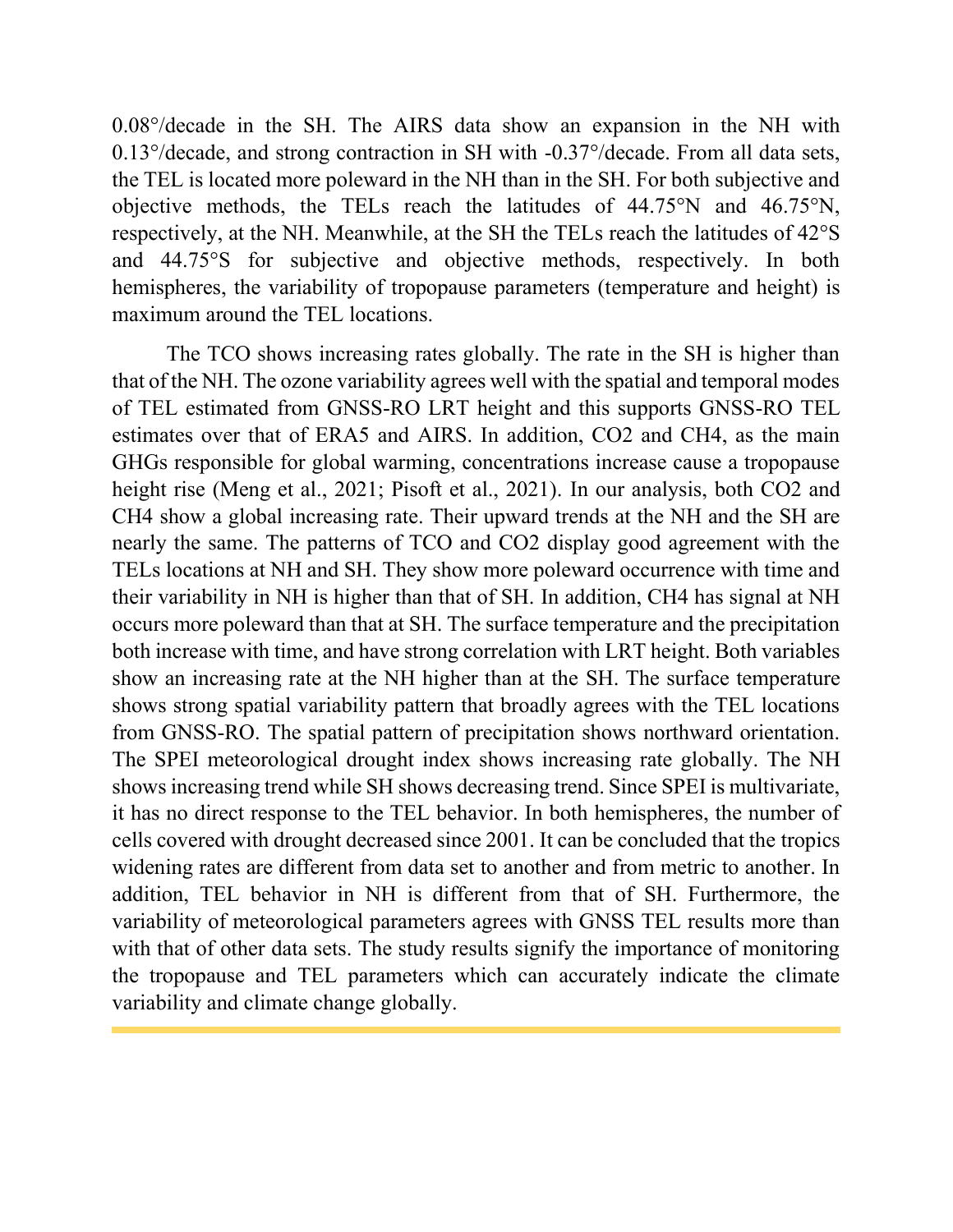0.08°/decade in the SH. The AIRS data show an expansion in the NH with 0.13°/decade, and strong contraction in SH with -0.37°/decade. From all data sets, the TEL is located more poleward in the NH than in the SH. For both subjective and objective methods, the TELs reach the latitudes of 44.75°N and 46.75°N, respectively, at the NH. Meanwhile, at the SH the TELs reach the latitudes of 42°S and 44.75°S for subjective and objective methods, respectively. In both hemispheres, the variability of tropopause parameters (temperature and height) is maximum around the TEL locations.

The TCO shows increasing rates globally. The rate in the SH is higher than that of the NH. The ozone variability agrees well with the spatial and temporal modes of TEL estimated from GNSS-RO LRT height and this supports GNSS-RO TEL estimates over that of ERA5 and AIRS. In addition, $CO_2$ and $CH_4$, as the main GHGs responsible for global warming, concentrations increase cause a tropopause height rise (Meng et al., 2021; Pisoft et al., 2021). In our analysis, both $CO_2$ and $CH_4$ show a global increasing rate. Their upward trends at the NH and the SH are nearly the same. The patterns of TCO and $CO_2$ display good agreement with the TELs locations at NH and SH. They show more poleward occurrence with time and their variability in NH is higher than that of SH. In addition, $CH_4$ has signal at NH occurs more poleward than that at SH. The surface temperature and the precipitation both increase with time, and have strong correlation with LRT height. Both variables show an increasing rate at the NH higher than at the SH. The surface temperature shows strong spatial variability pattern that broadly agrees with the TEL locations from GNSS-RO. The spatial pattern of precipitation shows northward orientation. The SPEI meteorological drought index shows increasing rate globally. The NH shows increasing trend while SH shows decreasing trend. Since SPEI is multivariate, it has no direct response to the TEL behavior. In both hemispheres, the number of cells covered with drought decreased since 2001. It can be concluded that the tropics widening rates are different from data set to another and from metric to another. In addition, TEL behavior in NH is different from that of SH. Furthermore, the variability of meteorological parameters agrees with GNSS TEL results more than with that of other data sets. The study results signify the importance of monitoring the tropopause and TEL parameters which can accurately indicate the climate variability and climate change globally.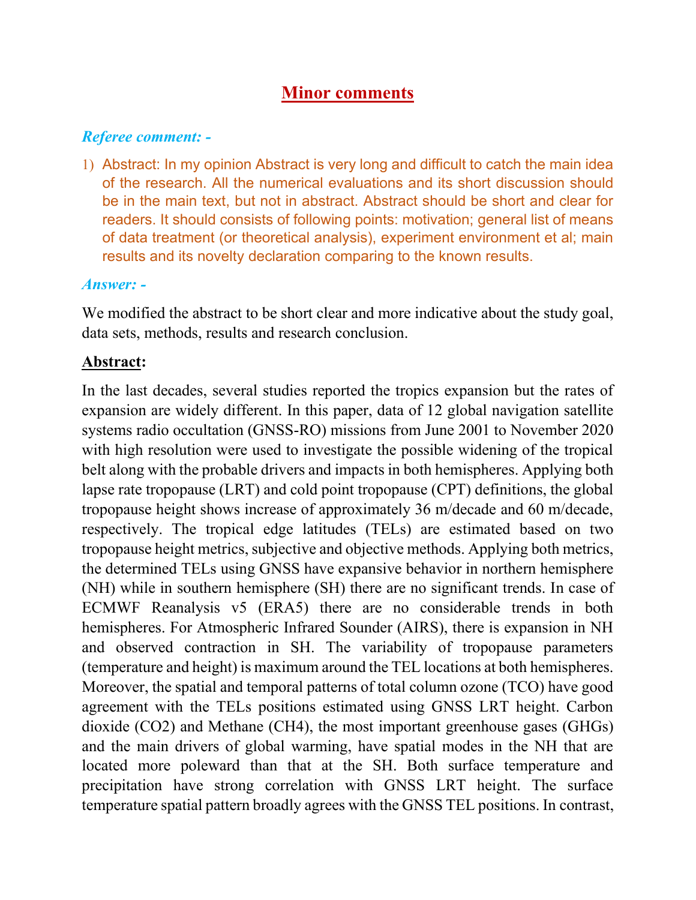## Minor comments

***Referee comment: -***

1) Abstract: In my opinion Abstract is very long and difficult to catch the main idea of the research. All the numerical evaluations and its short discussion should be in the main text, but not in abstract. Abstract should be short and clear for readers. It should consists of following points: motivation; general list of means of data treatment (or theoretical analysis), experiment environment et al; main results and its novelty declaration comparing to the known results.

***Answer: -***

We modified the abstract to be short clear and more indicative about the study goal, data sets, methods, results and research conclusion.

**Abstract:**

In the last decades, several studies reported the tropics expansion but the rates of expansion are widely different. In this paper, data of 12 global navigation satellite systems radio occultation (GNSS-RO) missions from June 2001 to November 2020 with high resolution were used to investigate the possible widening of the tropical belt along with the probable drivers and impacts in both hemispheres. Applying both lapse rate tropopause (LRT) and cold point tropopause (CPT) definitions, the global tropopause height shows increase of approximately 36 m/decade and 60 m/decade, respectively. The tropical edge latitudes (TELs) are estimated based on two tropopause height metrics, subjective and objective methods. Applying both metrics, the determined TELs using GNSS have expansive behavior in northern hemisphere (NH) while in southern hemisphere (SH) there are no significant trends. In case of ECMWF Reanalysis v5 (ERA5) there are no considerable trends in both hemispheres. For Atmospheric Infrared Sounder (AIRS), there is expansion in NH and observed contraction in SH. The variability of tropopause parameters (temperature and height) is maximum around the TEL locations at both hemispheres. Moreover, the spatial and temporal patterns of total column ozone (TCO) have good agreement with the TELs positions estimated using GNSS LRT height. Carbon dioxide ($CO_2$) and Methane ($CH_4$), the most important greenhouse gases (GHGs) and the main drivers of global warming, have spatial modes in the NH that are located more poleward than that at the SH. Both surface temperature and precipitation have strong correlation with GNSS LRT height. The surface temperature spatial pattern broadly agrees with the GNSS TEL positions. In contrast,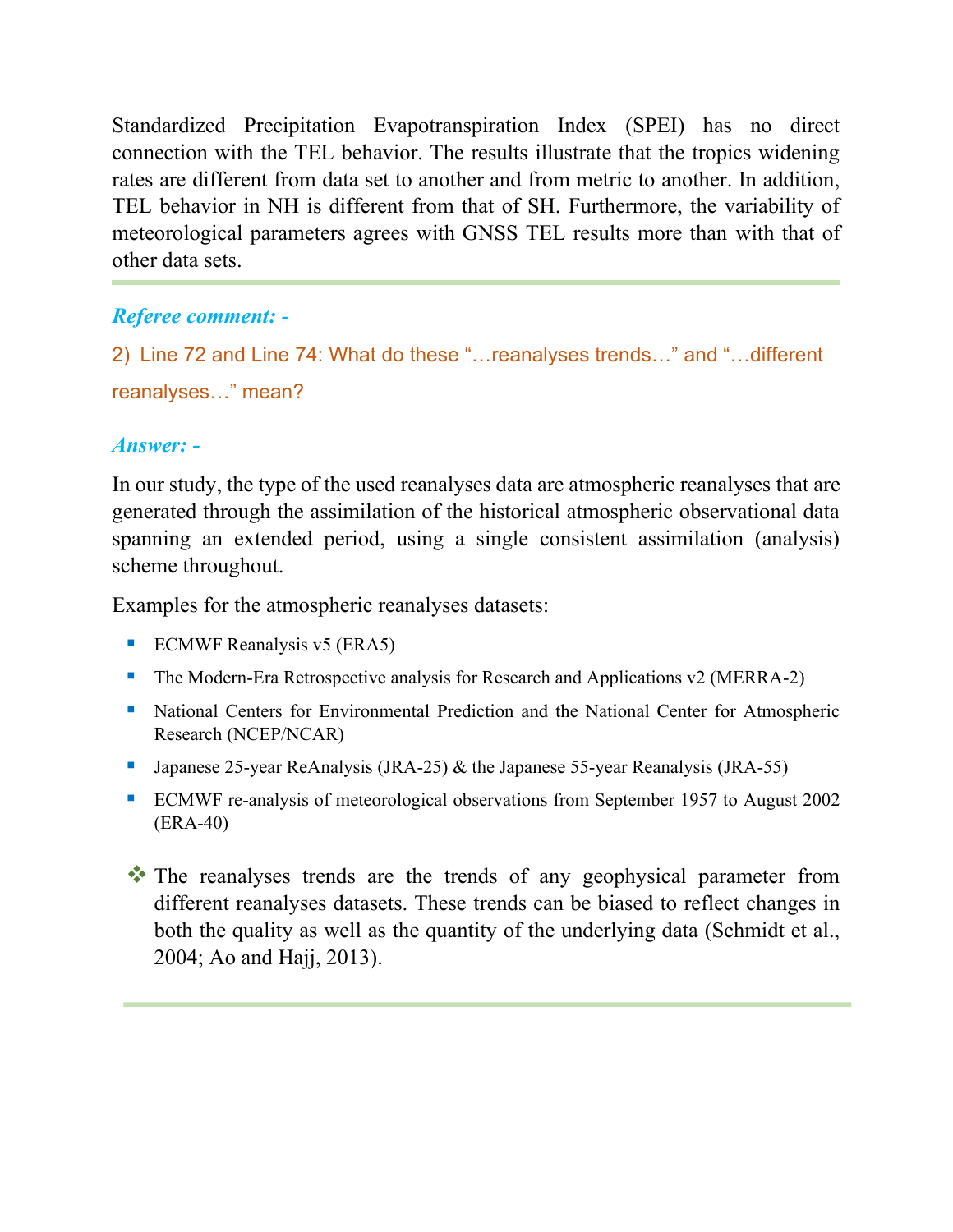Standardized Precipitation Evapotranspiration Index (SPEI) has no direct connection with the TEL behavior. The results illustrate that the tropics widening rates are different from data set to another and from metric to another. In addition, TEL behavior in NH is different from that of SH. Furthermore, the variability of meteorological parameters agrees with GNSS TEL results more than with that of other data sets.

---

***Referee comment: -***

2) Line 72 and Line 74: What do these "…reanalyses trends…" and "…different reanalyses…" mean?

***Answer: -***

In our study, the type of the used reanalyses data are atmospheric reanalyses that are generated through the assimilation of the historical atmospheric observational data spanning an extended period, using a single consistent assimilation (analysis) scheme throughout.

Examples for the atmospheric reanalyses datasets:

- ECMWF Reanalysis v5 (ERA5)
- The Modern-Era Retrospective analysis for Research and Applications v2 (MERRA-2)
- National Centers for Environmental Prediction and the National Center for Atmospheric Research (NCEP/NCAR)
- Japanese 25-year ReAnalysis (JRA-25) & the Japanese 55-year Reanalysis (JRA-55)
- ECMWF re-analysis of meteorological observations from September 1957 to August 2002 (ERA-40)

- The reanalyses trends are the trends of any geophysical parameter from different reanalyses datasets. These trends can be biased to reflect changes in both the quality as well as the quantity of the underlying data (Schmidt et al., 2004; Ao and Hajj, 2013).

---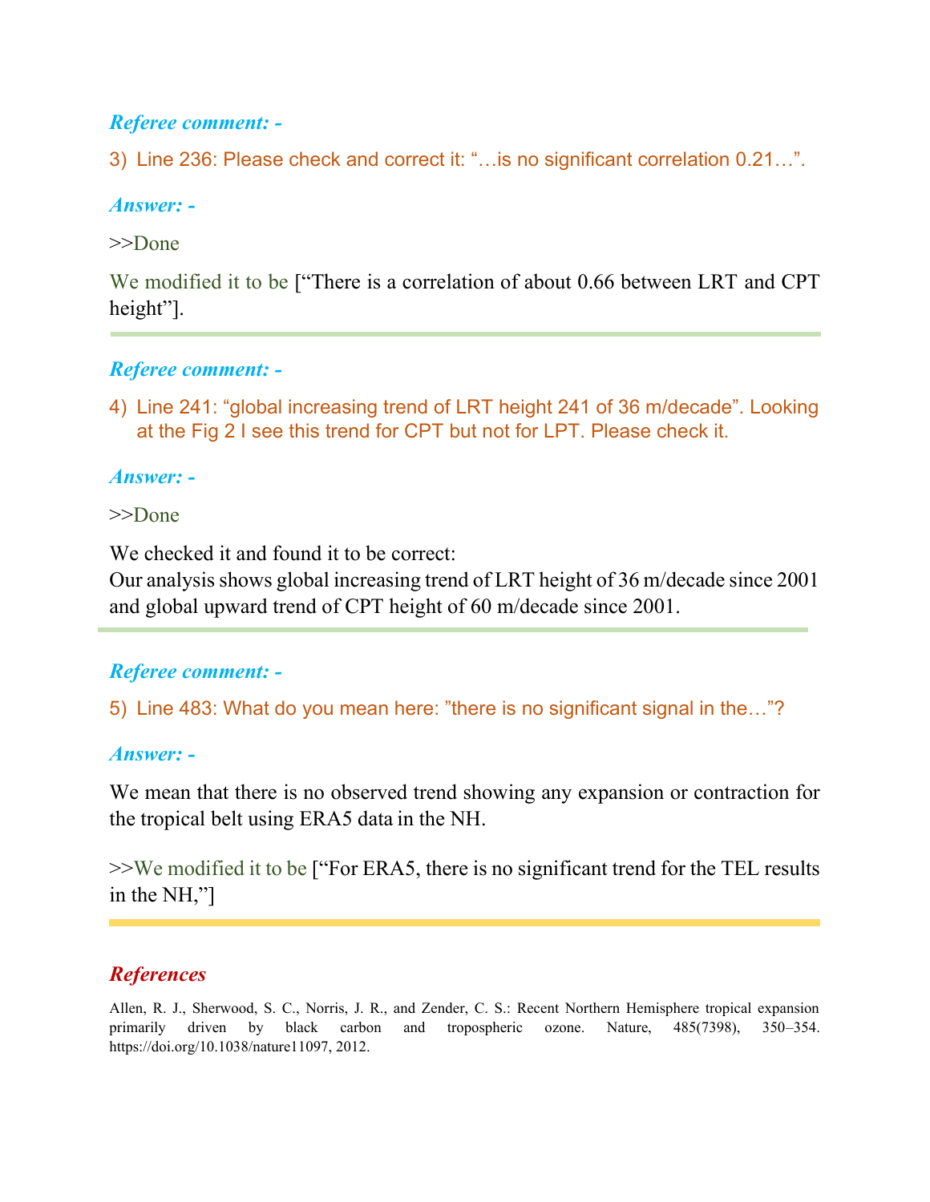***Referee comment: -***

3) Line 236: Please check and correct it: "…is no significant correlation 0.21…".

***Answer: -***

>>Done

We modified it to be ["There is a correlation of about 0.66 between LRT and CPT height"].

---

***Referee comment: -***

4) Line 241: "global increasing trend of LRT height 241 of 36 m/decade". Looking at the Fig 2 I see this trend for CPT but not for LPT. Please check it.

***Answer: -***

>>Done

We checked it and found it to be correct:
Our analysis shows global increasing trend of LRT height of 36 m/decade since 2001 and global upward trend of CPT height of 60 m/decade since 2001.

---

***Referee comment: -***

5) Line 483: What do you mean here: "there is no significant signal in the…"?

***Answer: -***

We mean that there is no observed trend showing any expansion or contraction for the tropical belt using ERA5 data in the NH.

>>We modified it to be ["For ERA5, there is no significant trend for the TEL results in the NH,"]

---

## *References*

Allen, R. J., Sherwood, S. C., Norris, J. R., and Zender, C. S.: Recent Northern Hemisphere tropical expansion primarily driven by black carbon and tropospheric ozone. Nature, 485(7398), 350–354. https://doi.org/10.1038/nature11097, 2012.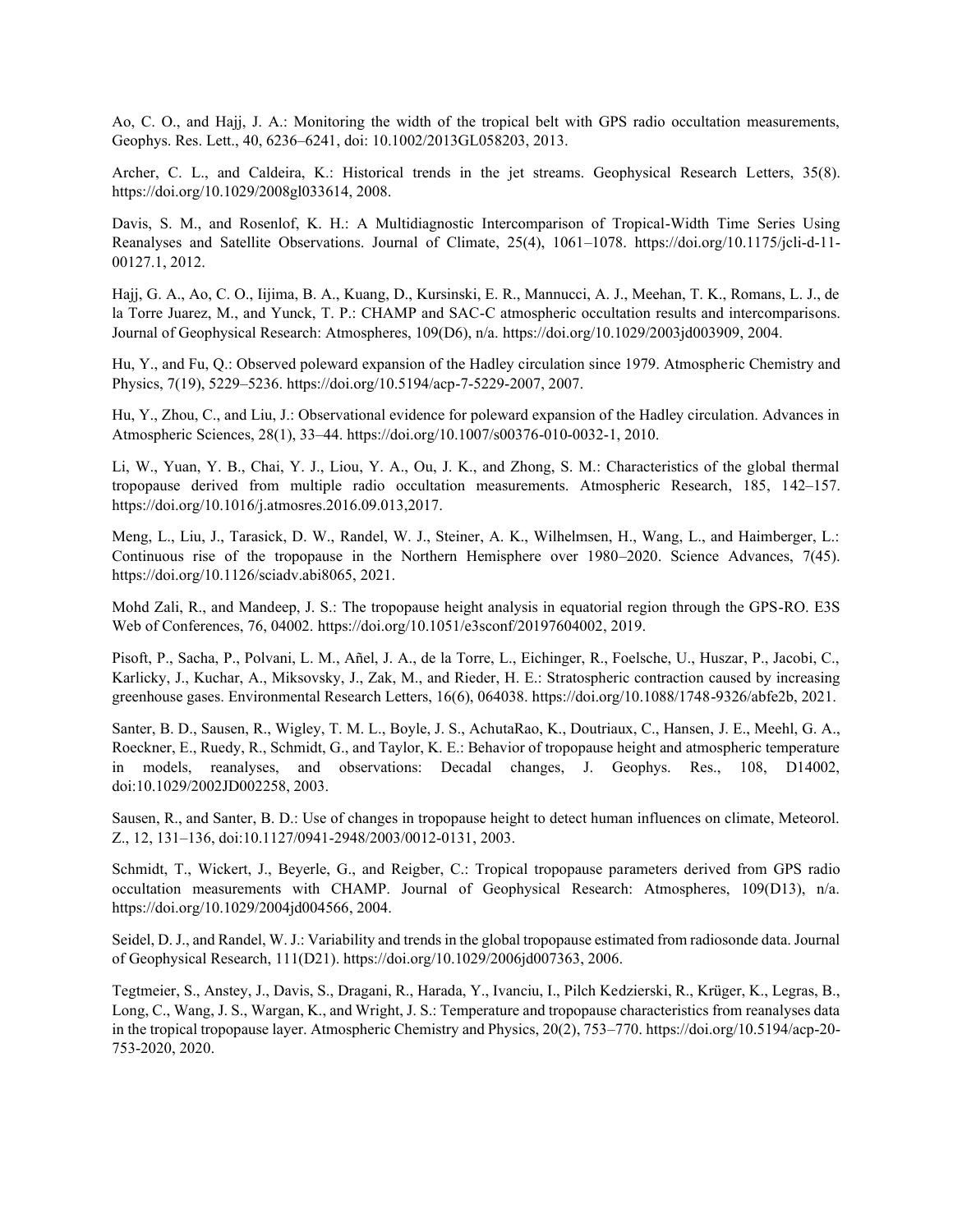Ao, C. O., and Hajj, J. A.: Monitoring the width of the tropical belt with GPS radio occultation measurements, Geophys. Res. Lett., 40, 6236–6241, doi: 10.1002/2013GL058203, 2013.

Archer, C. L., and Caldeira, K.: Historical trends in the jet streams. Geophysical Research Letters, 35(8). https://doi.org/10.1029/2008gl033614, 2008.

Davis, S. M., and Rosenlof, K. H.: A Multidiagnostic Intercomparison of Tropical-Width Time Series Using Reanalyses and Satellite Observations. Journal of Climate, 25(4), 1061–1078. https://doi.org/10.1175/jcli-d-11-00127.1, 2012.

Hajj, G. A., Ao, C. O., Iijima, B. A., Kuang, D., Kursinski, E. R., Mannucci, A. J., Meehan, T. K., Romans, L. J., de la Torre Juarez, M., and Yunck, T. P.: CHAMP and SAC-C atmospheric occultation results and intercomparisons. Journal of Geophysical Research: Atmospheres, 109(D6), n/a. https://doi.org/10.1029/2003jd003909, 2004.

Hu, Y., and Fu, Q.: Observed poleward expansion of the Hadley circulation since 1979. Atmospheric Chemistry and Physics, 7(19), 5229–5236. https://doi.org/10.5194/acp-7-5229-2007, 2007.

Hu, Y., Zhou, C., and Liu, J.: Observational evidence for poleward expansion of the Hadley circulation. Advances in Atmospheric Sciences, 28(1), 33–44. https://doi.org/10.1007/s00376-010-0032-1, 2010.

Li, W., Yuan, Y. B., Chai, Y. J., Liou, Y. A., Ou, J. K., and Zhong, S. M.: Characteristics of the global thermal tropopause derived from multiple radio occultation measurements. Atmospheric Research, 185, 142–157. https://doi.org/10.1016/j.atmosres.2016.09.013,2017.

Meng, L., Liu, J., Tarasick, D. W., Randel, W. J., Steiner, A. K., Wilhelmsen, H., Wang, L., and Haimberger, L.: Continuous rise of the tropopause in the Northern Hemisphere over 1980–2020. Science Advances, 7(45). https://doi.org/10.1126/sciadv.abi8065, 2021.

Mohd Zali, R., and Mandeep, J. S.: The tropopause height analysis in equatorial region through the GPS-RO. E3S Web of Conferences, 76, 04002. https://doi.org/10.1051/e3sconf/20197604002, 2019.

Pisoft, P., Sacha, P., Polvani, L. M., Añel, J. A., de la Torre, L., Eichinger, R., Foelsche, U., Huszar, P., Jacobi, C., Karlicky, J., Kuchar, A., Miksovsky, J., Zak, M., and Rieder, H. E.: Stratospheric contraction caused by increasing greenhouse gases. Environmental Research Letters, 16(6), 064038. https://doi.org/10.1088/1748-9326/abfe2b, 2021.

Santer, B. D., Sausen, R., Wigley, T. M. L., Boyle, J. S., AchutaRao, K., Doutriaux, C., Hansen, J. E., Meehl, G. A., Roeckner, E., Ruedy, R., Schmidt, G., and Taylor, K. E.: Behavior of tropopause height and atmospheric temperature in models, reanalyses, and observations: Decadal changes, J. Geophys. Res., 108, D14002, doi:10.1029/2002JD002258, 2003.

Sausen, R., and Santer, B. D.: Use of changes in tropopause height to detect human influences on climate, Meteorol. Z., 12, 131–136, doi:10.1127/0941-2948/2003/0012-0131, 2003.

Schmidt, T., Wickert, J., Beyerle, G., and Reigber, C.: Tropical tropopause parameters derived from GPS radio occultation measurements with CHAMP. Journal of Geophysical Research: Atmospheres, 109(D13), n/a. https://doi.org/10.1029/2004jd004566, 2004.

Seidel, D. J., and Randel, W. J.: Variability and trends in the global tropopause estimated from radiosonde data. Journal of Geophysical Research, 111(D21). https://doi.org/10.1029/2006jd007363, 2006.

Tegtmeier, S., Anstey, J., Davis, S., Dragani, R., Harada, Y., Ivanciu, I., Pilch Kedzierski, R., Krüger, K., Legras, B., Long, C., Wang, J. S., Wargan, K., and Wright, J. S.: Temperature and tropopause characteristics from reanalyses data in the tropical tropopause layer. Atmospheric Chemistry and Physics, 20(2), 753–770. https://doi.org/10.5194/acp-20-753-2020, 2020.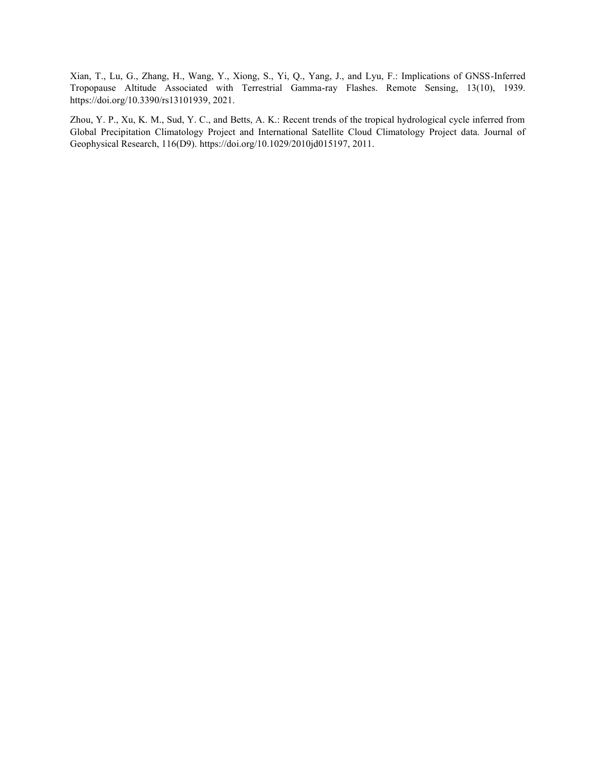Xian, T., Lu, G., Zhang, H., Wang, Y., Xiong, S., Yi, Q., Yang, J., and Lyu, F.: Implications of GNSS-Inferred Tropopause Altitude Associated with Terrestrial Gamma-ray Flashes. Remote Sensing, 13(10), 1939. https://doi.org/10.3390/rs13101939, 2021.

Zhou, Y. P., Xu, K. M., Sud, Y. C., and Betts, A. K.: Recent trends of the tropical hydrological cycle inferred from Global Precipitation Climatology Project and International Satellite Cloud Climatology Project data. Journal of Geophysical Research, 116(D9). https://doi.org/10.1029/2010jd015197, 2011.